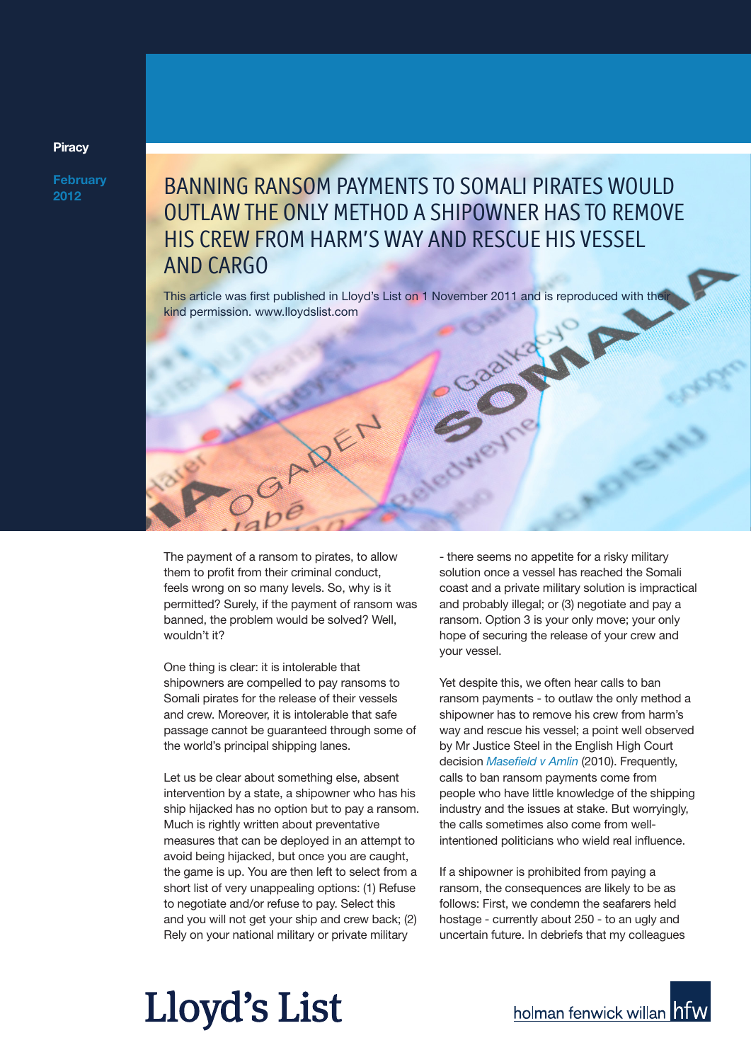Piracy

February 2012

# BANNING RANSOM PAYMENTS TO SOMALI PIRATES WOULD OUTLAW THE ONLY METHOD A SHIPOWNER HAS TO REMOVE HIS CREW FROM HARM'S WAY AND RESCUE HIS VESSEL AND CARGO

This article was first published in Lloyd's List on 1 November 2011 and is reproduced with their kind permission. www.lloydslist.com

The payment of a ransom to pirates, to allow them to profit from their criminal conduct, feels wrong on so many levels. So, why is it permitted? Surely, if the payment of ransom was banned, the problem would be solved? Well, wouldn't it?

One thing is clear: it is intolerable that shipowners are compelled to pay ransoms to Somali pirates for the release of their vessels and crew. Moreover, it is intolerable that safe passage cannot be guaranteed through some of the world's principal shipping lanes.

Let us be clear about something else, absent intervention by a state, a shipowner who has his ship hijacked has no option but to pay a ransom. Much is rightly written about preventative measures that can be deployed in an attempt to avoid being hijacked, but once you are caught, the game is up. You are then left to select from a short list of very unappealing options: (1) Refuse to negotiate and/or refuse to pay. Select this and you will not get your ship and crew back; (2) Rely on your national military or private military - there seems no appetite for a risky military solution once a vessel has reached the Somali coast and a private military solution is impractical and probably illegal; or (3) negotiate and pay a ransom. Option 3 is your only move; your only hope of securing the release of your crew and your vessel.

Yet despite this, we often hear calls to ban ransom payments - to outlaw the only method a shipowner has to remove his crew from harm's way and rescue his vessel; a point well observed by Mr Justice Steel in the English High Court decision *Masefield v Amlin* (2010). Frequently, calls to ban ransom payments come from people who have little knowledge of the shipping industry and the issues at stake. But worryingly, the calls sometimes also come from well-intentioned politicians who wield real influence.

If a shipowner is prohibited from paying a ransom, the consequences are likely to be as follows: First, we condemn the seafarers held hostage - currently about 250 - to an ugly and uncertain future. In debriefs that my colleagues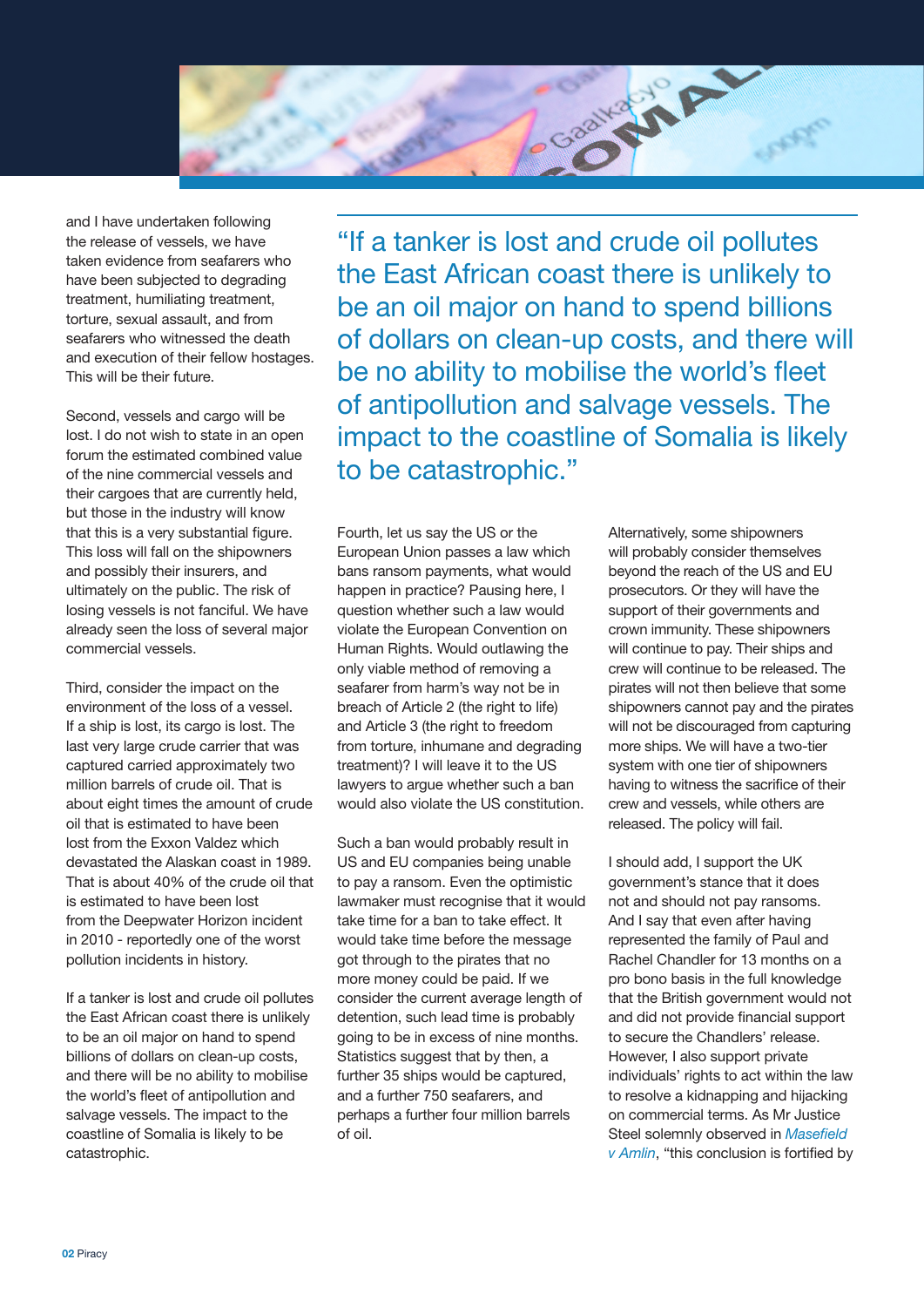and I have undertaken following the release of vessels, we have taken evidence from seafarers who have been subjected to degrading treatment, humiliating treatment, torture, sexual assault, and from seafarers who witnessed the death and execution of their fellow hostages. This will be their future.

Second, vessels and cargo will be lost. I do not wish to state in an open forum the estimated combined value of the nine commercial vessels and their cargoes that are currently held, but those in the industry will know that this is a very substantial figure. This loss will fall on the shipowners and possibly their insurers, and ultimately on the public. The risk of losing vessels is not fanciful. We have already seen the loss of several major commercial vessels.

Third, consider the impact on the environment of the loss of a vessel. If a ship is lost, its cargo is lost. The last very large crude carrier that was captured carried approximately two million barrels of crude oil. That is about eight times the amount of crude oil that is estimated to have been lost from the Exxon Valdez which devastated the Alaskan coast in 1989. That is about 40% of the crude oil that is estimated to have been lost from the Deepwater Horizon incident in 2010 - reportedly one of the worst pollution incidents in history.

If a tanker is lost and crude oil pollutes the East African coast there is unlikely to be an oil major on hand to spend billions of dollars on clean-up costs, and there will be no ability to mobilise the world's fleet of antipollution and salvage vessels. The impact to the coastline of Somalia is likely to be catastrophic.

> "If a tanker is lost and crude oil pollutes the East African coast there is unlikely to be an oil major on hand to spend billions of dollars on clean-up costs, and there will be no ability to mobilise the world's fleet of antipollution and salvage vessels. The impact to the coastline of Somalia is likely to be catastrophic."

Fourth, let us say the US or the European Union passes a law which bans ransom payments, what would happen in practice? Pausing here, I question whether such a law would violate the European Convention on Human Rights. Would outlawing the only viable method of removing a seafarer from harm's way not be in breach of Article 2 (the right to life) and Article 3 (the right to freedom from torture, inhumane and degrading treatment)? I will leave it to the US lawyers to argue whether such a ban would also violate the US constitution.

Such a ban would probably result in US and EU companies being unable to pay a ransom. Even the optimistic lawmaker must recognise that it would take time for a ban to take effect. It would take time before the message got through to the pirates that no more money could be paid. If we consider the current average length of detention, such lead time is probably going to be in excess of nine months. Statistics suggest that by then, a further 35 ships would be captured, and a further 750 seafarers, and perhaps a further four million barrels of oil.

Alternatively, some shipowners will probably consider themselves beyond the reach of the US and EU prosecutors. Or they will have the support of their governments and crown immunity. These shipowners will continue to pay. Their ships and crew will continue to be released. The pirates will not then believe that some shipowners cannot pay and the pirates will not be discouraged from capturing more ships. We will have a two-tier system with one tier of shipowners having to witness the sacrifice of their crew and vessels, while others are released. The policy will fail.

I should add, I support the UK government's stance that it does not and should not pay ransoms. And I say that even after having represented the family of Paul and Rachel Chandler for 13 months on a pro bono basis in the full knowledge that the British government would not and did not provide financial support to secure the Chandlers' release. However, I also support private individuals' rights to act within the law to resolve a kidnapping and hijacking on commercial terms. As Mr Justice Steel solemnly observed in *Masefield v Amlin*, "this conclusion is fortified by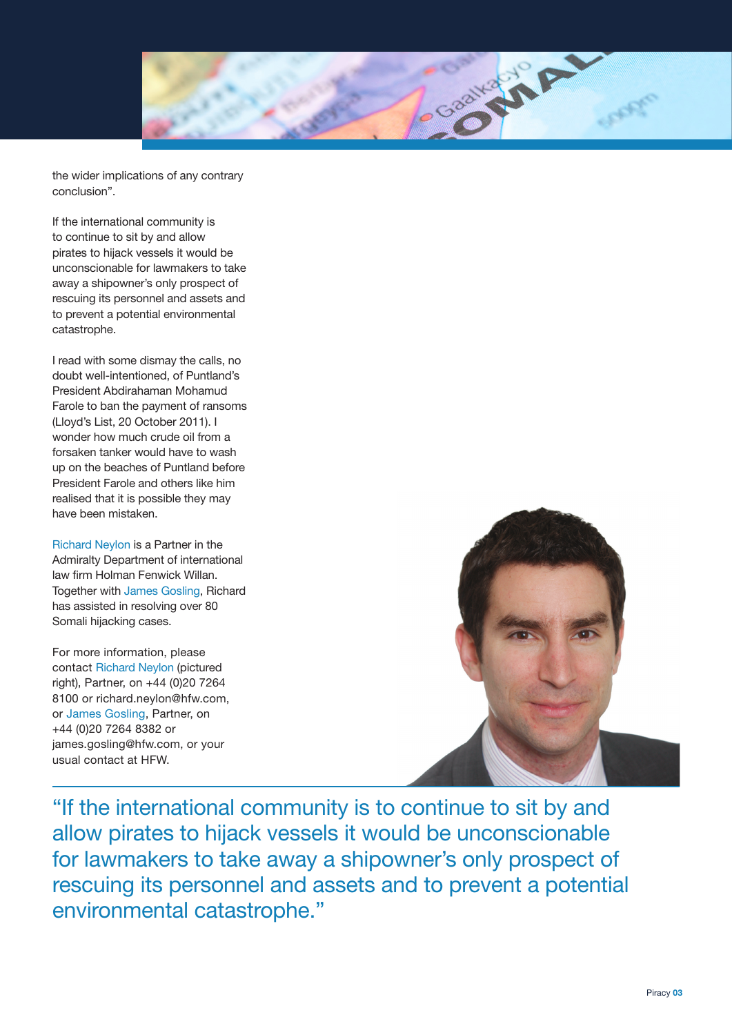the wider implications of any contrary conclusion".

If the international community is to continue to sit by and allow pirates to hijack vessels it would be unconscionable for lawmakers to take away a shipowner's only prospect of rescuing its personnel and assets and to prevent a potential environmental catastrophe.

I read with some dismay the calls, no doubt well-intentioned, of Puntland's President Abdirahaman Mohamud Farole to ban the payment of ransoms (Lloyd's List, 20 October 2011). I wonder how much crude oil from a forsaken tanker would have to wash up on the beaches of Puntland before President Farole and others like him realised that it is possible they may have been mistaken.

Richard Neylon is a Partner in the Admiralty Department of international law firm Holman Fenwick Willan. Together with James Gosling, Richard has assisted in resolving over 80 Somali hijacking cases.

For more information, please contact Richard Neylon (pictured right), Partner, on +44 (0)20 7264 8100 or richard.neylon@hfw.com, or James Gosling, Partner, on +44 (0)20 7264 8382 or james.gosling@hfw.com, or your usual contact at HFW.

"If the international community is to continue to sit by and allow pirates to hijack vessels it would be unconscionable for lawmakers to take away a shipowner's only prospect of rescuing its personnel and assets and to prevent a potential environmental catastrophe."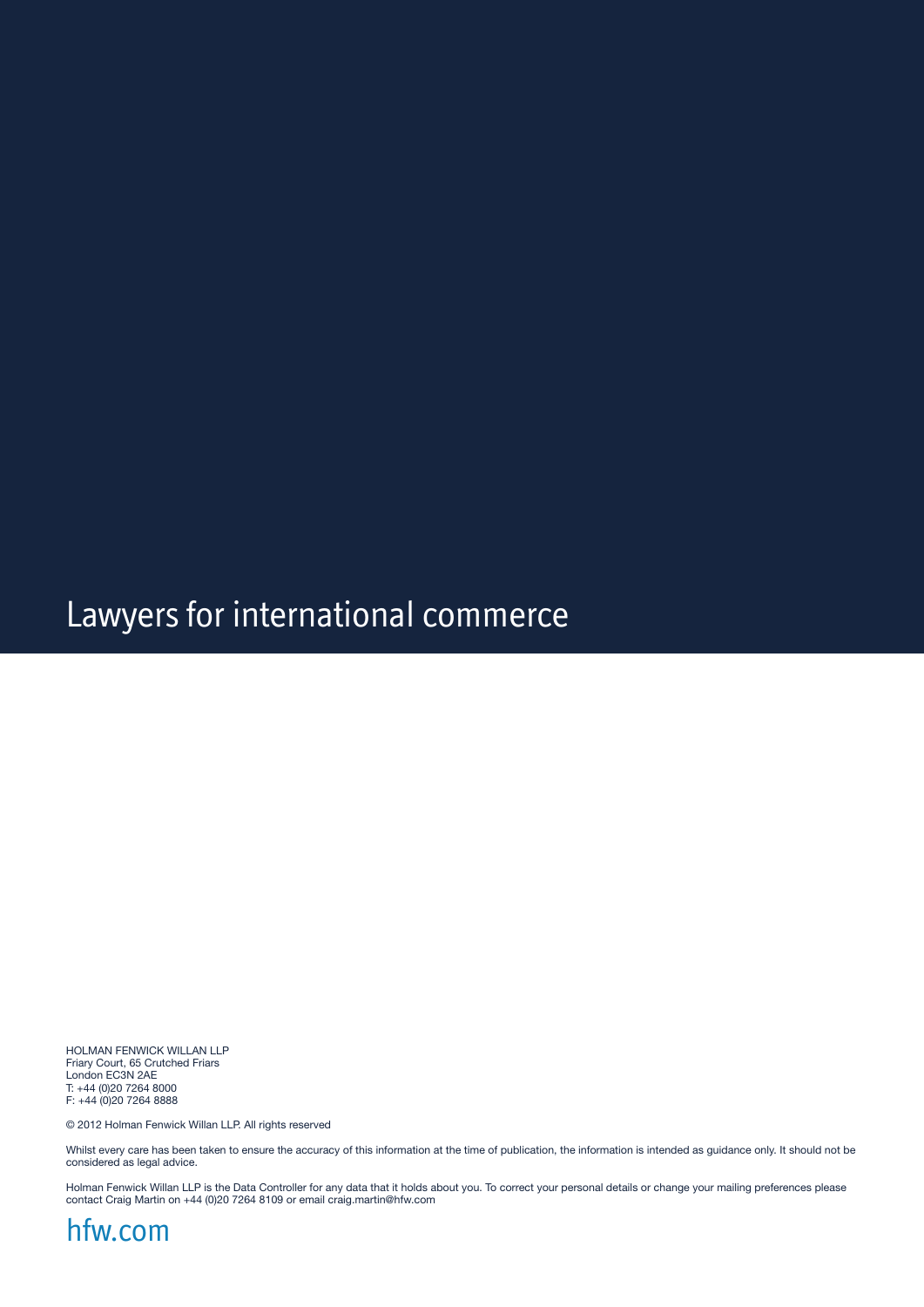Lawyers for international commerce

HOLMAN FENWICK WILLAN LLP
Friary Court, 65 Crutched Friars
London EC3N 2AE
T: +44 (0)20 7264 8000
F: +44 (0)20 7264 8888

© 2012 Holman Fenwick Willan LLP. All rights reserved

Whilst every care has been taken to ensure the accuracy of this information at the time of publication, the information is intended as guidance only. It should not be considered as legal advice.

Holman Fenwick Willan LLP is the Data Controller for any data that it holds about you. To correct your personal details or change your mailing preferences please contact Craig Martin on +44 (0)20 7264 8109 or email craig.martin@hfw.com

hfw.com